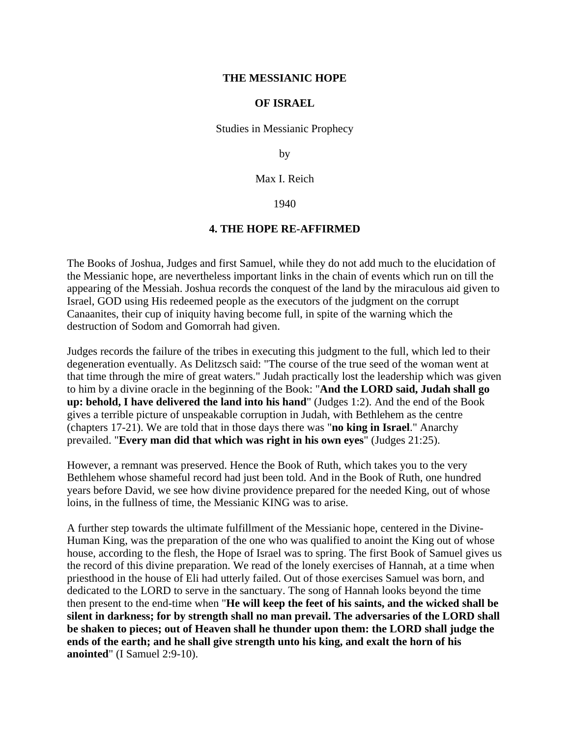# THE MESSIANIC HOPE

# OF ISRAEL

Studies in Messianic Prophecy

by

Max I. Reich

1940

## 4. THE HOPE RE-AFFIRMED

The Books of Joshua, Judges and first Samuel, while they do not add much to the elucidation of the Messianic hope, are nevertheless important links in the chain of events which run on till the appearing of the Messiah. Joshua records the conquest of the land by the miraculous aid given to Israel, GOD using His redeemed people as the executors of the judgment on the corrupt Canaanites, their cup of iniquity having become full, in spite of the warning which the destruction of Sodom and Gomorrah had given.

Judges records the failure of the tribes in executing this judgment to the full, which led to their degeneration eventually. As Delitzsch said: "The course of the true seed of the woman went at that time through the mire of great waters." Judah practically lost the leadership which was given to him by a divine oracle in the beginning of the Book: "**And the LORD said, Judah shall go up: behold, I have delivered the land into his hand**" (Judges 1:2). And the end of the Book gives a terrible picture of unspeakable corruption in Judah, with Bethlehem as the centre (chapters 17-21). We are told that in those days there was "**no king in Israel**." Anarchy prevailed. "**Every man did that which was right in his own eyes**" (Judges 21:25).

However, a remnant was preserved. Hence the Book of Ruth, which takes you to the very Bethlehem whose shameful record had just been told. And in the Book of Ruth, one hundred years before David, we see how divine providence prepared for the needed King, out of whose loins, in the fullness of time, the Messianic KING was to arise.

A further step towards the ultimate fulfillment of the Messianic hope, centered in the Divine-Human King, was the preparation of the one who was qualified to anoint the King out of whose house, according to the flesh, the Hope of Israel was to spring. The first Book of Samuel gives us the record of this divine preparation. We read of the lonely exercises of Hannah, at a time when priesthood in the house of Eli had utterly failed. Out of those exercises Samuel was born, and dedicated to the LORD to serve in the sanctuary. The song of Hannah looks beyond the time then present to the end-time when "**He will keep the feet of his saints, and the wicked shall be silent in darkness; for by strength shall no man prevail. The adversaries of the LORD shall be shaken to pieces; out of Heaven shall he thunder upon them: the LORD shall judge the ends of the earth; and he shall give strength unto his king, and exalt the horn of his anointed**" (I Samuel 2:9-10).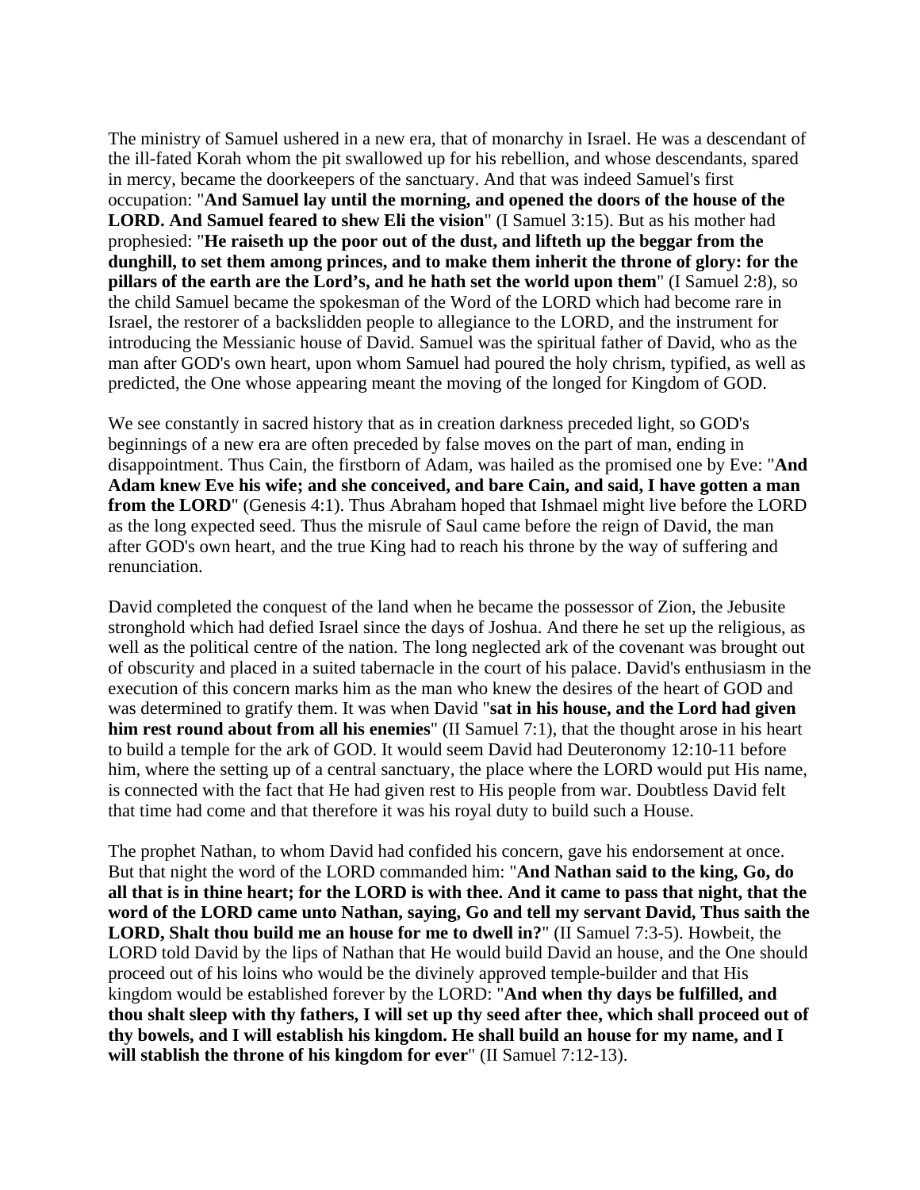The ministry of Samuel ushered in a new era, that of monarchy in Israel. He was a descendant of the ill-fated Korah whom the pit swallowed up for his rebellion, and whose descendants, spared in mercy, became the doorkeepers of the sanctuary. And that was indeed Samuel's first occupation: "**And Samuel lay until the morning, and opened the doors of the house of the LORD. And Samuel feared to shew Eli the vision**" (I Samuel 3:15). But as his mother had prophesied: "**He raiseth up the poor out of the dust, and lifteth up the beggar from the dunghill, to set them among princes, and to make them inherit the throne of glory: for the pillars of the earth are the Lord's, and he hath set the world upon them**" (I Samuel 2:8), so the child Samuel became the spokesman of the Word of the LORD which had become rare in Israel, the restorer of a backslidden people to allegiance to the LORD, and the instrument for introducing the Messianic house of David. Samuel was the spiritual father of David, who as the man after GOD's own heart, upon whom Samuel had poured the holy chrism, typified, as well as predicted, the One whose appearing meant the moving of the longed for Kingdom of GOD.

We see constantly in sacred history that as in creation darkness preceded light, so GOD's beginnings of a new era are often preceded by false moves on the part of man, ending in disappointment. Thus Cain, the firstborn of Adam, was hailed as the promised one by Eve: "**And Adam knew Eve his wife; and she conceived, and bare Cain, and said, I have gotten a man from the LORD**" (Genesis 4:1). Thus Abraham hoped that Ishmael might live before the LORD as the long expected seed. Thus the misrule of Saul came before the reign of David, the man after GOD's own heart, and the true King had to reach his throne by the way of suffering and renunciation.

David completed the conquest of the land when he became the possessor of Zion, the Jebusite stronghold which had defied Israel since the days of Joshua. And there he set up the religious, as well as the political centre of the nation. The long neglected ark of the covenant was brought out of obscurity and placed in a suited tabernacle in the court of his palace. David's enthusiasm in the execution of this concern marks him as the man who knew the desires of the heart of GOD and was determined to gratify them. It was when David "**sat in his house, and the Lord had given him rest round about from all his enemies**" (II Samuel 7:1), that the thought arose in his heart to build a temple for the ark of GOD. It would seem David had Deuteronomy 12:10-11 before him, where the setting up of a central sanctuary, the place where the LORD would put His name, is connected with the fact that He had given rest to His people from war. Doubtless David felt that time had come and that therefore it was his royal duty to build such a House.

The prophet Nathan, to whom David had confided his concern, gave his endorsement at once. But that night the word of the LORD commanded him: "**And Nathan said to the king, Go, do all that is in thine heart; for the LORD is with thee. And it came to pass that night, that the word of the LORD came unto Nathan, saying, Go and tell my servant David, Thus saith the LORD, Shalt thou build me an house for me to dwell in?**" (II Samuel 7:3-5). Howbeit, the LORD told David by the lips of Nathan that He would build David an house, and the One should proceed out of his loins who would be the divinely approved temple-builder and that His kingdom would be established forever by the LORD: "**And when thy days be fulfilled, and thou shalt sleep with thy fathers, I will set up thy seed after thee, which shall proceed out of thy bowels, and I will establish his kingdom. He shall build an house for my name, and I will stablish the throne of his kingdom for ever**" (II Samuel 7:12-13).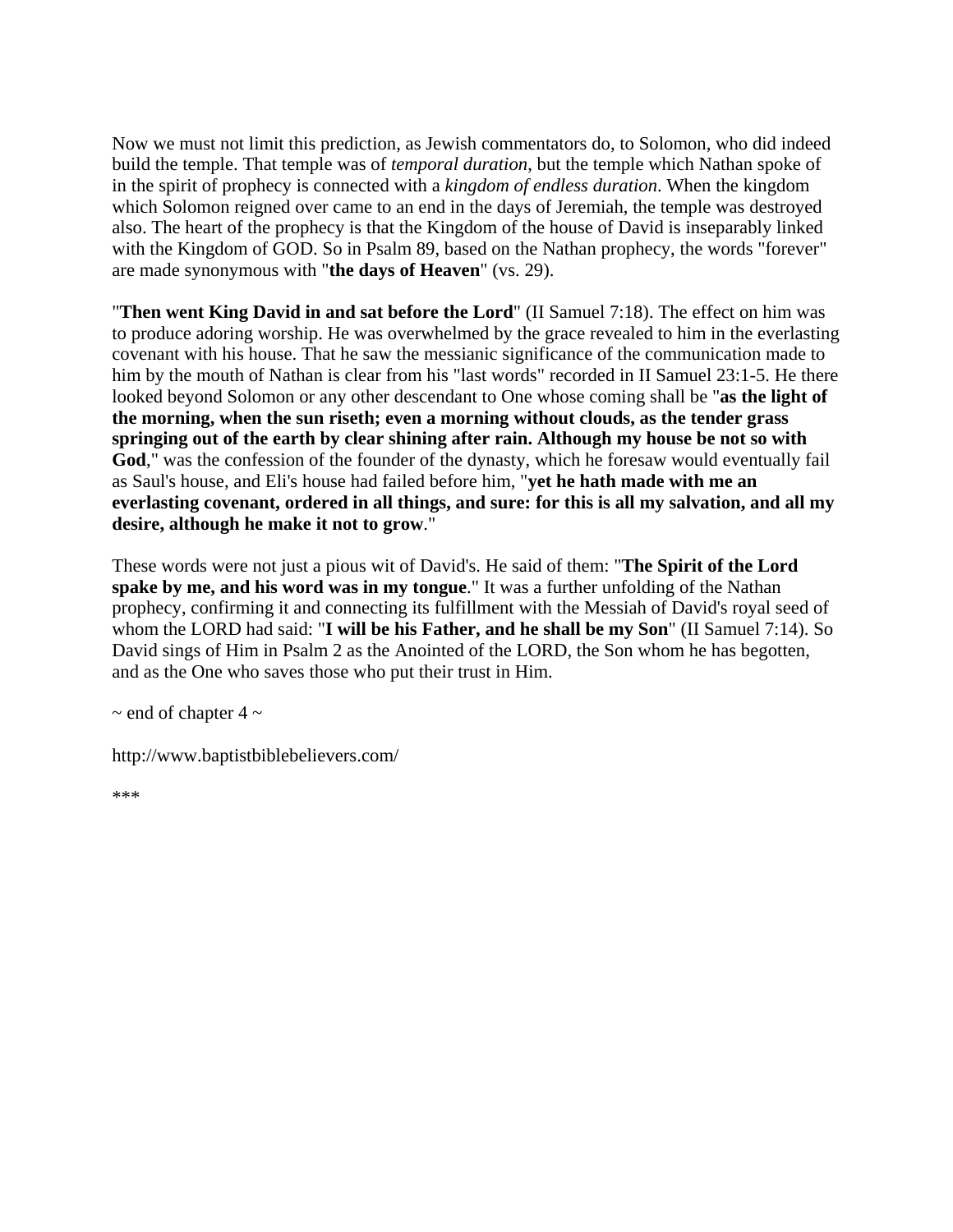Now we must not limit this prediction, as Jewish commentators do, to Solomon, who did indeed build the temple. That temple was of *temporal duration*, but the temple which Nathan spoke of in the spirit of prophecy is connected with a *kingdom of endless duration*. When the kingdom which Solomon reigned over came to an end in the days of Jeremiah, the temple was destroyed also. The heart of the prophecy is that the Kingdom of the house of David is inseparably linked with the Kingdom of GOD. So in Psalm 89, based on the Nathan prophecy, the words "forever" are made synonymous with "**the days of Heaven**" (vs. 29).

"**Then went King David in and sat before the Lord**" (II Samuel 7:18). The effect on him was to produce adoring worship. He was overwhelmed by the grace revealed to him in the everlasting covenant with his house. That he saw the messianic significance of the communication made to him by the mouth of Nathan is clear from his "last words" recorded in II Samuel 23:1-5. He there looked beyond Solomon or any other descendant to One whose coming shall be "**as the light of the morning, when the sun riseth; even a morning without clouds, as the tender grass springing out of the earth by clear shining after rain. Although my house be not so with God**," was the confession of the founder of the dynasty, which he foresaw would eventually fail as Saul's house, and Eli's house had failed before him, "**yet he hath made with me an everlasting covenant, ordered in all things, and sure: for this is all my salvation, and all my desire, although he make it not to grow**."

These words were not just a pious wit of David's. He said of them: "**The Spirit of the Lord spake by me, and his word was in my tongue**." It was a further unfolding of the Nathan prophecy, confirming it and connecting its fulfillment with the Messiah of David's royal seed of whom the LORD had said: "**I will be his Father, and he shall be my Son**" (II Samuel 7:14). So David sings of Him in Psalm 2 as the Anointed of the LORD, the Son whom he has begotten, and as the One who saves those who put their trust in Him.

~ end of chapter 4 ~

http://www.baptistbiblebelievers.com/

***